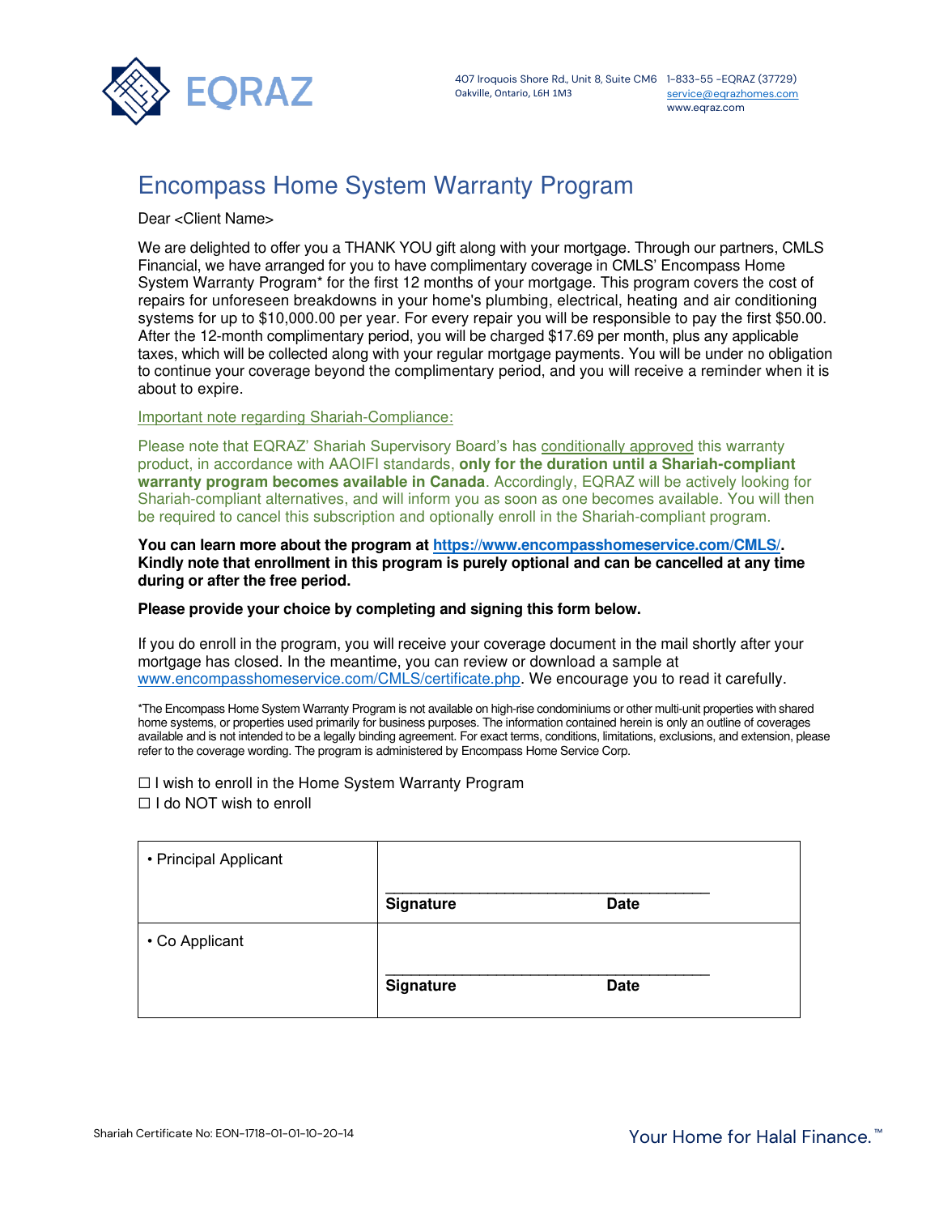EQRAZ

407 Iroquois Shore Rd., Unit 8, Suite CM6
Oakville, Ontario, L6H 1M3

1-833-55 -EQRAZ (37729)
service@eqrazhomes.com
www.eqraz.com

# Encompass Home System Warranty Program

Dear <Client Name>

We are delighted to offer you a THANK YOU gift along with your mortgage. Through our partners, CMLS Financial, we have arranged for you to have complimentary coverage in CMLS' Encompass Home System Warranty Program* for the first 12 months of your mortgage. This program covers the cost of repairs for unforeseen breakdowns in your home's plumbing, electrical, heating and air conditioning systems for up to $10,000.00 per year. For every repair you will be responsible to pay the first $50.00. After the 12-month complimentary period, you will be charged $17.69 per month, plus any applicable taxes, which will be collected along with your regular mortgage payments. You will be under no obligation to continue your coverage beyond the complimentary period, and you will receive a reminder when it is about to expire.

Important note regarding Shariah-Compliance:

Please note that EQRAZ' Shariah Supervisory Board's has conditionally approved this warranty product, in accordance with AAOIFI standards, **only for the duration until a Shariah-compliant warranty program becomes available in Canada**. Accordingly, EQRAZ will be actively looking for Shariah-compliant alternatives, and will inform you as soon as one becomes available. You will then be required to cancel this subscription and optionally enroll in the Shariah-compliant program.

**You can learn more about the program at https://www.encompasshomeservice.com/CMLS/. Kindly note that enrollment in this program is purely optional and can be cancelled at any time during or after the free period.**

**Please provide your choice by completing and signing this form below.**

If you do enroll in the program, you will receive your coverage document in the mail shortly after your mortgage has closed. In the meantime, you can review or download a sample at www.encompasshomeservice.com/CMLS/certificate.php. We encourage you to read it carefully.

*The Encompass Home System Warranty Program is not available on high-rise condominiums or other multi-unit properties with shared home systems, or properties used primarily for business purposes. The information contained herein is only an outline of coverages available and is not intended to be a legally binding agreement. For exact terms, conditions, limitations, exclusions, and extension, please refer to the coverage wording. The program is administered by Encompass Home Service Corp.

☐ I wish to enroll in the Home System Warranty Program
☐ I do NOT wish to enroll

| | |
|---|---|
| • Principal Applicant | ______________________________ <br> **Signature** **Date** |
| • Co Applicant | ______________________________ <br> **Signature** **Date** |

Shariah Certificate No: EON-1718-01-01-10-20-14

Your Home for Halal Finance.™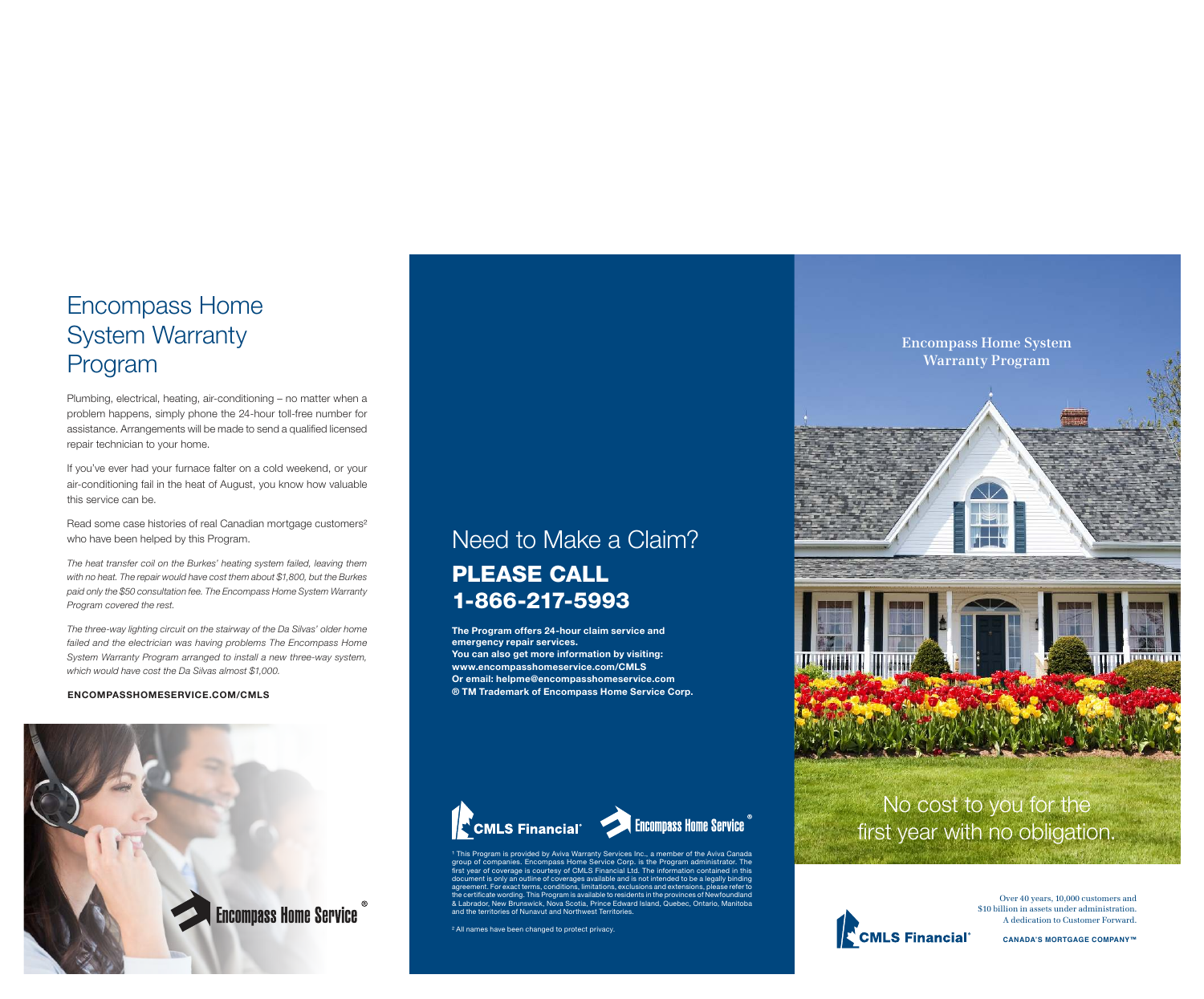# Encompass Home System Warranty Program

Plumbing, electrical, heating, air-conditioning – no matter when a problem happens, simply phone the 24-hour toll-free number for assistance. Arrangements will be made to send a qualified licensed repair technician to your home.

If you've ever had your furnace falter on a cold weekend, or your air-conditioning fail in the heat of August, you know how valuable this service can be.

Read some case histories of real Canadian mortgage customers[2] who have been helped by this Program.

*The heat transfer coil on the Burkes' heating system failed, leaving them with no heat. The repair would have cost them about $1,800, but the Burkes paid only the $50 consultation fee. The Encompass Home System Warranty Program covered the rest.*

*The three-way lighting circuit on the stairway of the Da Silvas' older home failed and the electrician was having problems The Encompass Home System Warranty Program arranged to install a new three-way system, which would have cost the Da Silvas almost $1,000.*

**ENCOMPASSHOMESERVICE.COM/CMLS**

Encompass Home Service®

## Need to Make a Claim?

## PLEASE CALL 1-866-217-5993

**The Program offers 24-hour claim service and emergency repair services.**
**You can also get more information by visiting:**
**www.encompasshomeservice.com/CMLS**
**Or email: helpme@encompasshomeservice.com**
**® TM Trademark of Encompass Home Service Corp.**

CMLS Financial® Encompass Home Service®

[1] This Program is provided by Aviva Warranty Services Inc., a member of the Aviva Canada group of companies. Encompass Home Service Corp. is the Program administrator. The first year of coverage is courtesy of CMLS Financial Ltd. The information contained in this document is only an outline of coverages available and is not intended to be a legally binding agreement. For exact terms, conditions, limitations, exclusions and extensions, please refer to the certificate wording. This Program is available to residents in the provinces of Newfoundland & Labrador, New Brunswick, Nova Scotia, Prince Edward Island, Quebec, Ontario, Manitoba and the territories of Nunavut and Northwest Territories.

[2] All names have been changed to protect privacy.

# Encompass Home System Warranty Program

No cost to you for the first year with no obligation.

CMLS Financial®

Over 40 years, 10,000 customers and $10 billion in assets under administration. A dedication to Customer Forward.

**CANADA'S MORTGAGE COMPANY™**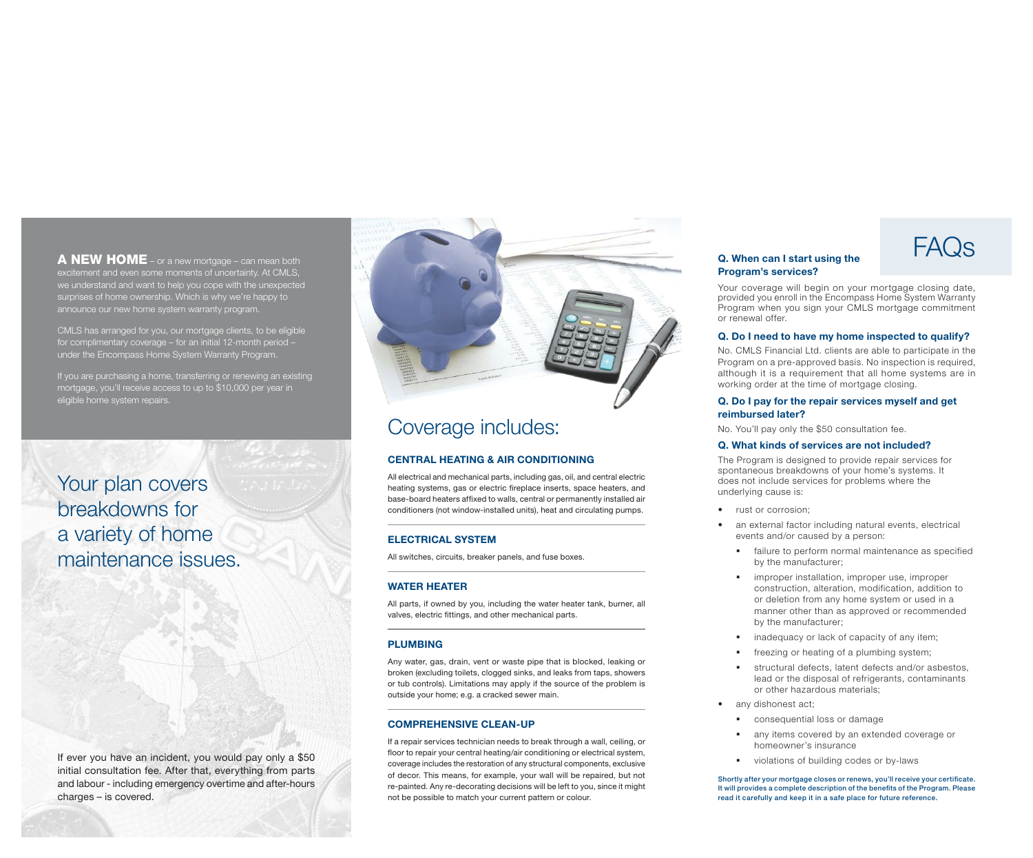**A NEW HOME** – or a new mortgage – can mean both excitement and even some moments of uncertainty. At CMLS, we understand and want to help you cope with the unexpected surprises of home ownership. Which is why we're happy to announce our new home system warranty program.

CMLS has arranged for you, our mortgage clients, to be eligible for complimentary coverage – for an initial 12-month period – under the Encompass Home System Warranty Program.

If you are purchasing a home, transferring or renewing an existing mortgage, you'll receive access to up to $10,000 per year in eligible home system repairs.

## Your plan covers breakdowns for a variety of home maintenance issues.

If ever you have an incident, you would pay only a $50 initial consultation fee. After that, everything from parts and labour - including emergency overtime and after-hours charges – is covered.

## Coverage includes:

### CENTRAL HEATING & AIR CONDITIONING

All electrical and mechanical parts, including gas, oil, and central electric heating systems, gas or electric fireplace inserts, space heaters, and base-board heaters affixed to walls, central or permanently installed air conditioners (not window-installed units), heat and circulating pumps.

### ELECTRICAL SYSTEM

All switches, circuits, breaker panels, and fuse boxes.

### WATER HEATER

All parts, if owned by you, including the water heater tank, burner, all valves, electric fittings, and other mechanical parts.

### PLUMBING

Any water, gas, drain, vent or waste pipe that is blocked, leaking or broken (excluding toilets, clogged sinks, and leaks from taps, showers or tub controls). Limitations may apply if the source of the problem is outside your home; e.g. a cracked sewer main.

### COMPREHENSIVE CLEAN-UP

If a repair services technician needs to break through a wall, ceiling, or floor to repair your central heating/air conditioning or electrical system, coverage includes the restoration of any structural components, exclusive of decor. This means, for example, your wall will be repaired, but not re-painted. Any re-decorating decisions will be left to you, since it might not be possible to match your current pattern or colour.

## FAQs

**Q. When can I start using the Program's services?**

Your coverage will begin on your mortgage closing date, provided you enroll in the Encompass Home System Warranty Program when you sign your CMLS mortgage commitment or renewal offer.

**Q. Do I need to have my home inspected to qualify?**

No. CMLS Financial Ltd. clients are able to participate in the Program on a pre-approved basis. No inspection is required, although it is a requirement that all home systems are in working order at the time of mortgage closing.

**Q. Do I pay for the repair services myself and get reimbursed later?**

No. You'll pay only the $50 consultation fee.

**Q. What kinds of services are not included?**

The Program is designed to provide repair services for spontaneous breakdowns of your home's systems. It does not include services for problems where the underlying cause is:

- rust or corrosion;
- an external factor including natural events, electrical events and/or caused by a person:
  - failure to perform normal maintenance as specified by the manufacturer;
  - improper installation, improper use, improper construction, alteration, modification, addition to or deletion from any home system or used in a manner other than as approved or recommended by the manufacturer;
  - inadequacy or lack of capacity of any item;
  - freezing or heating of a plumbing system;
  - structural defects, latent defects and/or asbestos, lead or the disposal of refrigerants, contaminants or other hazardous materials;
- any dishonest act;
  - consequential loss or damage
  - any items covered by an extended coverage or homeowner's insurance
  - violations of building codes or by-laws

**Shortly after your mortgage closes or renews, you'll receive your certificate. It will provides a complete description of the benefits of the Program. Please read it carefully and keep it in a safe place for future reference.**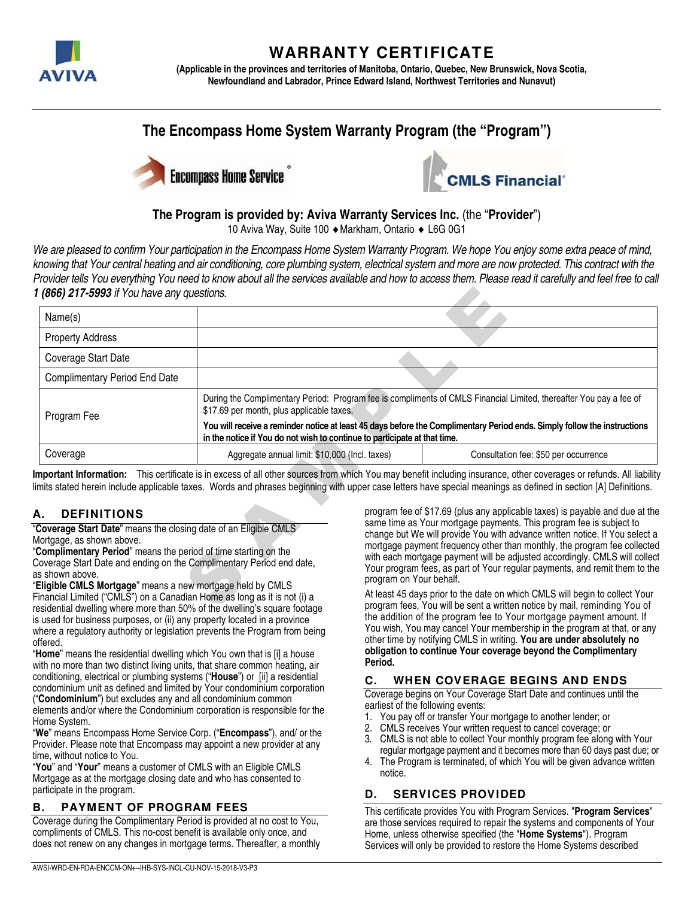# WARRANTY CERTIFICATE

**(Applicable in the provinces and territories of Manitoba, Ontario, Quebec, New Brunswick, Nova Scotia, Newfoundland and Labrador, Prince Edward Island, Northwest Territories and Nunavut)**

## The Encompass Home System Warranty Program (the "Program")

### The Program is provided by: Aviva Warranty Services Inc. (the "Provider")

10 Aviva Way, Suite 100 ♦ Markham, Ontario ♦ L6G 0G1

*We are pleased to confirm Your participation in the Encompass Home System Warranty Program. We hope You enjoy some extra peace of mind, knowing that Your central heating and air conditioning, core plumbing system, electrical system and more are now protected. This contract with the Provider tells You everything You need to know about all the services available and how to access them. Please read it carefully and feel free to call* ***1 (866) 217-5993*** *if You have any questions.*

| | | |
|---|---|---|
| Name(s) | | |
| Property Address | | |
| Coverage Start Date | | |
| Complimentary Period End Date | | |
| Program Fee | During the Complimentary Period: Program fee is compliments of CMLS Financial Limited, thereafter You pay a fee of $17.69 per month, plus applicable taxes. **You will receive a reminder notice at least 45 days before the Complimentary Period ends. Simply follow the instructions in the notice if You do not wish to continue to participate at that time.** | |
| Coverage | Aggregate annual limit: $10,000 (Incl. taxes) | Consultation fee: $50 per occurrence |

**Important Information:** This certificate is in excess of all other sources from which You may benefit including insurance, other coverages or refunds. All liability limits stated herein include applicable taxes. Words and phrases beginning with upper case letters have special meanings as defined in section [A] Definitions.

## A. DEFINITIONS

"**Coverage Start Date**" means the closing date of an Eligible CMLS Mortgage, as shown above.

"**Complimentary Period**" means the period of time starting on the Coverage Start Date and ending on the Complimentary Period end date, as shown above.

"**Eligible CMLS Mortgage**" means a new mortgage held by CMLS Financial Limited ("CMLS") on a Canadian Home as long as it is not (i) a residential dwelling where more than 50% of the dwelling's square footage is used for business purposes, or (ii) any property located in a province where a regulatory authority or legislation prevents the Program from being offered.

"**Home**" means the residential dwelling which You own that is [i] a house with no more than two distinct living units, that share common heating, air conditioning, electrical or plumbing systems ("**House**") or [ii] a residential condominium unit as defined and limited by Your condominium corporation ("**Condominium**") but excludes any and all condominium common elements and/or where the Condominium corporation is responsible for the Home System.

"**We**" means Encompass Home Service Corp. ("**Encompass**"), and/ or the Provider. Please note that Encompass may appoint a new provider at any time, without notice to You.

"**You**" and "**Your**" means a customer of CMLS with an Eligible CMLS Mortgage as at the mortgage closing date and who has consented to participate in the program.

## B. PAYMENT OF PROGRAM FEES

Coverage during the Complimentary Period is provided at no cost to You, compliments of CMLS. This no-cost benefit is available only once, and does not renew on any changes in mortgage terms. Thereafter, a monthly program fee of $17.69 (plus any applicable taxes) is payable and due at the same time as Your mortgage payments. This program fee is subject to change but We will provide You with advance written notice. If You select a mortgage payment frequency other than monthly, the program fee collected with each mortgage payment will be adjusted accordingly. CMLS will collect Your program fees, as part of Your regular payments, and remit them to the program on Your behalf.

At least 45 days prior to the date on which CMLS will begin to collect Your program fees, You will be sent a written notice by mail, reminding You of the addition of the program fee to Your mortgage payment amount. If You wish, You may cancel Your membership in the program at that, or any other time by notifying CMLS in writing. **You are under absolutely no obligation to continue Your coverage beyond the Complimentary Period.**

## C. WHEN COVERAGE BEGINS AND ENDS

Coverage begins on Your Coverage Start Date and continues until the earliest of the following events:

1. You pay off or transfer Your mortgage to another lender; or
2. CMLS receives Your written request to cancel coverage; or
3. CMLS is not able to collect Your monthly program fee along with Your regular mortgage payment and it becomes more than 60 days past due; or
4. The Program is terminated, of which You will be given advance written notice.

## D. SERVICES PROVIDED

This certificate provides You with Program Services. "**Program Services**" are those services required to repair the systems and components of Your Home, unless otherwise specified (the "**Home Systems**"). Program Services will only be provided to restore the Home Systems described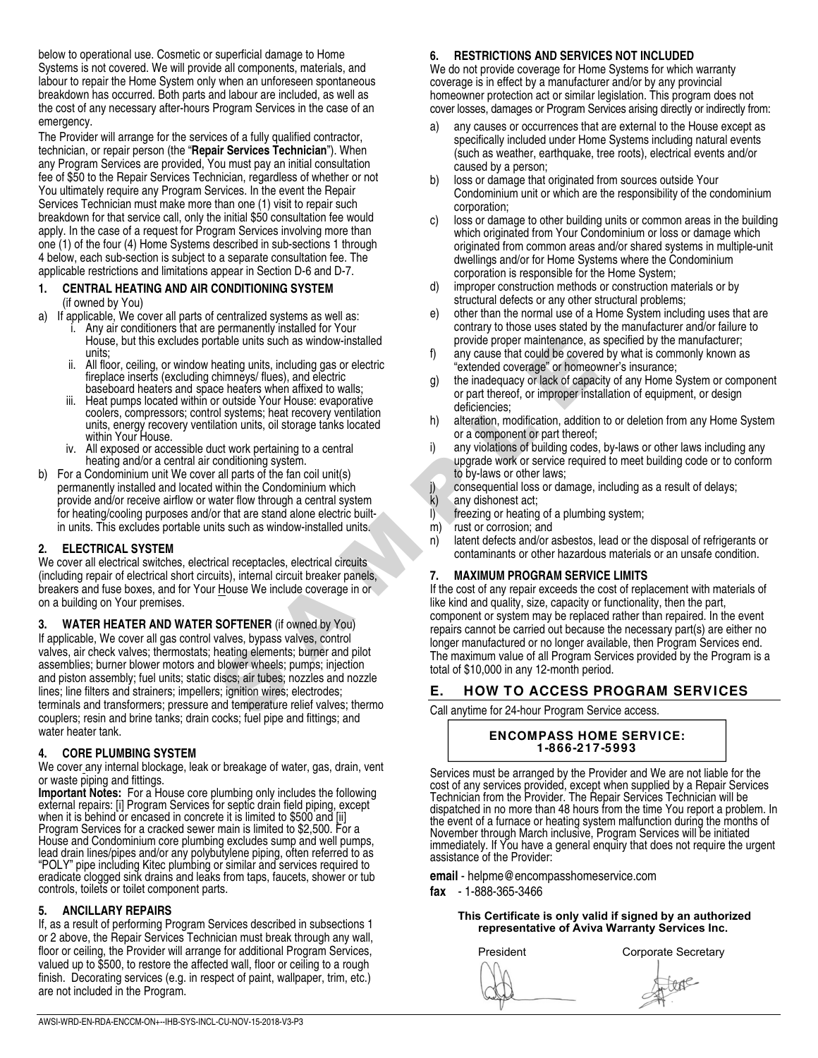below to operational use. Cosmetic or superficial damage to Home Systems is not covered. We will provide all components, materials, and labour to repair the Home System only when an unforeseen spontaneous breakdown has occurred. Both parts and labour are included, as well as the cost of any necessary after-hours Program Services in the case of an emergency.

The Provider will arrange for the services of a fully qualified contractor, technician, or repair person (the "**Repair Services Technician**"). When any Program Services are provided, You must pay an initial consultation fee of $50 to the Repair Services Technician, regardless of whether or not You ultimately require any Program Services. In the event the Repair Services Technician must make more than one (1) visit to repair such breakdown for that service call, only the initial $50 consultation fee would apply. In the case of a request for Program Services involving more than one (1) of the four (4) Home Systems described in sub-sections 1 through 4 below, each sub-section is subject to a separate consultation fee. The applicable restrictions and limitations appear in Section D-6 and D-7.

### 1. CENTRAL HEATING AND AIR CONDITIONING SYSTEM
(if owned by You)

a) If applicable, We cover all parts of centralized systems as well as:
   i. Any air conditioners that are permanently installed for Your House, but this excludes portable units such as window-installed units;
   ii. All floor, ceiling, or window heating units, including gas or electric fireplace inserts (excluding chimneys/ flues), and electric baseboard heaters and space heaters when affixed to walls;
   iii. Heat pumps located within or outside Your House: evaporative coolers, compressors; control systems; heat recovery ventilation units, energy recovery ventilation units, oil storage tanks located within Your House.
   iv. All exposed or accessible duct work pertaining to a central heating and/or a central air conditioning system.

b) For a Condominium unit We cover all parts of the fan coil unit(s) permanently installed and located within the Condominium which provide and/or receive airflow or water flow through a central system for heating/cooling purposes and/or that are stand alone electric built-in units. This excludes portable units such as window-installed units.

### 2. ELECTRICAL SYSTEM

We cover all electrical switches, electrical receptacles, electrical circuits (including repair of electrical short circuits), internal circuit breaker panels, breakers and fuse boxes, and for Your House We include coverage in or on a building on Your premises.

### 3. WATER HEATER AND WATER SOFTENER (if owned by You)

If applicable, We cover all gas control valves, bypass valves, control valves, air check valves; thermostats; heating elements; burner and pilot assemblies; burner blower motors and blower wheels; pumps; injection and piston assembly; fuel units; static discs; air tubes; nozzles and nozzle lines; line filters and strainers; impellers; ignition wires; electrodes; terminals and transformers; pressure and temperature relief valves; thermo couplers; resin and brine tanks; drain cocks; fuel pipe and fittings; and water heater tank.

### 4. CORE PLUMBING SYSTEM

We cover any internal blockage, leak or breakage of water, gas, drain, vent or waste piping and fittings.

**Important Notes:** For a House core plumbing only includes the following external repairs: [i] Program Services for septic drain field piping, except when it is behind or encased in concrete it is limited to $500 and [ii] Program Services for a cracked sewer main is limited to $2,500. For a House and Condominium core plumbing excludes sump and well pumps, lead drain lines/pipes and/or any polybutylene piping, often referred to as "POLY" pipe including Kitec plumbing or similar and services required to eradicate clogged sink drains and leaks from taps, faucets, shower or tub controls, toilets or toilet component parts.

### 5. ANCILLARY REPAIRS

If, as a result of performing Program Services described in subsections 1 or 2 above, the Repair Services Technician must break through any wall, floor or ceiling, the Provider will arrange for additional Program Services, valued up to $500, to restore the affected wall, floor or ceiling to a rough finish. Decorating services (e.g. in respect of paint, wallpaper, trim, etc.) are not included in the Program.

### 6. RESTRICTIONS AND SERVICES NOT INCLUDED

We do not provide coverage for Home Systems for which warranty coverage is in effect by a manufacturer and/or by any provincial homeowner protection act or similar legislation. This program does not cover losses, damages or Program Services arising directly or indirectly from:

a) any causes or occurrences that are external to the House except as specifically included under Home Systems including natural events (such as weather, earthquake, tree roots), electrical events and/or caused by a person;
b) loss or damage that originated from sources outside Your Condominium unit or which are the responsibility of the condominium corporation;
c) loss or damage to other building units or common areas in the building which originated from Your Condominium or loss or damage which originated from common areas and/or shared systems in multiple-unit dwellings and/or for Home Systems where the Condominium corporation is responsible for the Home System;
d) improper construction methods or construction materials or by structural defects or any other structural problems;
e) other than the normal use of a Home System including uses that are contrary to those uses stated by the manufacturer and/or failure to provide proper maintenance, as specified by the manufacturer;
f) any cause that could be covered by what is commonly known as "extended coverage" or homeowner's insurance;
g) the inadequacy or lack of capacity of any Home System or component or part thereof, or improper installation of equipment, or design deficiencies;
h) alteration, modification, addition to or deletion from any Home System or a component or part thereof;
i) any violations of building codes, by-laws or other laws including any upgrade work or service required to meet building code or to conform to by-laws or other laws;
j) consequential loss or damage, including as a result of delays;
k) any dishonest act;
l) freezing or heating of a plumbing system;
m) rust or corrosion; and
n) latent defects and/or asbestos, lead or the disposal of refrigerants or contaminants or other hazardous materials or an unsafe condition.

### 7. MAXIMUM PROGRAM SERVICE LIMITS

If the cost of any repair exceeds the cost of replacement with materials of like kind and quality, size, capacity or functionality, then the part, component or system may be replaced rather than repaired. In the event repairs cannot be carried out because the necessary part(s) are either no longer manufactured or no longer available, then Program Services end. The maximum value of all Program Services provided by the Program is a total of $10,000 in any 12-month period.

## E. HOW TO ACCESS PROGRAM SERVICES

Call anytime for 24-hour Program Service access.

**ENCOMPASS HOME SERVICE:**
**1-866-217-5993**

Services must be arranged by the Provider and We are not liable for the cost of any services provided, except when supplied by a Repair Services Technician from the Provider. The Repair Services Technician will be dispatched in no more than 48 hours from the time You report a problem. In the event of a furnace or heating system malfunction during the months of November through March inclusive, Program Services will be initiated immediately. If You have a general enquiry that does not require the urgent assistance of the Provider:

**email** - helpme@encompasshomeservice.com

**fax** - 1-888-365-3466

**This Certificate is only valid if signed by an authorized representative of Aviva Warranty Services Inc.**

President — Corporate Secretary

AWSI-WRD-EN-RDA-ENCCM-ON+--IHB-SYS-INCL-CU-NOV-15-2018-V3-P3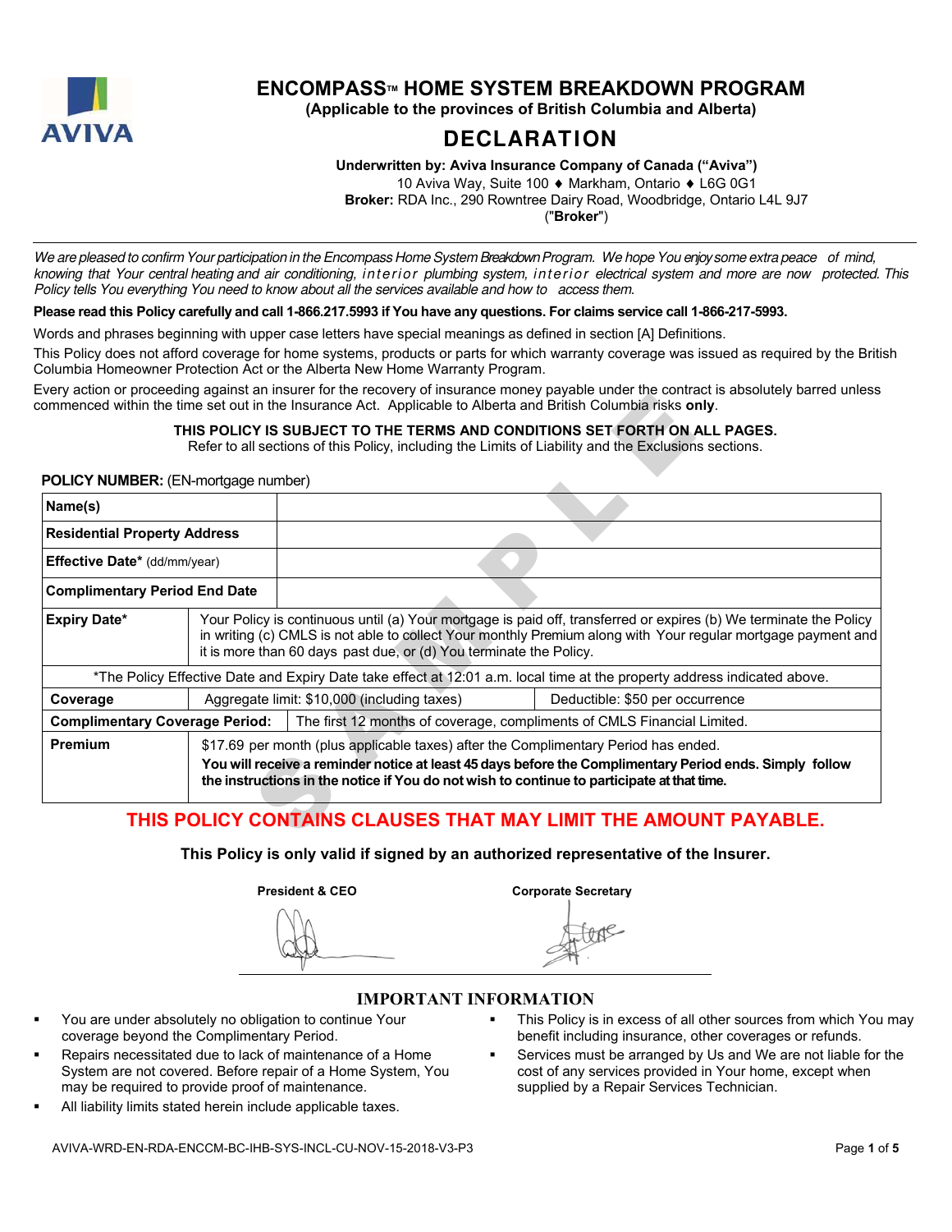# ENCOMPASS™ HOME SYSTEM BREAKDOWN PROGRAM

**(Applicable to the provinces of British Columbia and Alberta)**

# DECLARATION

**Underwritten by: Aviva Insurance Company of Canada ("Aviva")**
10 Aviva Way, Suite 100 ♦ Markham, Ontario ♦ L6G 0G1
**Broker:** RDA Inc., 290 Rowntree Dairy Road, Woodbridge, Ontario L4L 9J7
("**Broker**")

*We are pleased to confirm Your participation in the Encompass Home System Breakdown Program. We hope You enjoy some extra peace of mind, knowing that Your central heating and air conditioning, interior plumbing system, interior electrical system and more are now protected. This Policy tells You everything You need to know about all the services available and how to access them.*

**Please read this Policy carefully and call 1-866.217.5993 if You have any questions. For claims service call 1-866-217-5993.**

Words and phrases beginning with upper case letters have special meanings as defined in section [A] Definitions.

This Policy does not afford coverage for home systems, products or parts for which warranty coverage was issued as required by the British Columbia Homeowner Protection Act or the Alberta New Home Warranty Program.

Every action or proceeding against an insurer for the recovery of insurance money payable under the contract is absolutely barred unless commenced within the time set out in the Insurance Act. Applicable to Alberta and British Columbia risks **only**.

**THIS POLICY IS SUBJECT TO THE TERMS AND CONDITIONS SET FORTH ON ALL PAGES.**
Refer to all sections of this Policy, including the Limits of Liability and the Exclusions sections.

**POLICY NUMBER:** (EN-mortgage number)

| | | |
|---|---|---|
| **Name(s)** | | |
| **Residential Property Address** | | |
| **Effective Date*** (dd/mm/year) | | |
| **Complimentary Period End Date** | | |
| **Expiry Date*** | Your Policy is continuous until (a) Your mortgage is paid off, transferred or expires (b) We terminate the Policy in writing (c) CMLS is not able to collect Your monthly Premium along with Your regular mortgage payment and it is more than 60 days past due, or (d) You terminate the Policy. | |
| *The Policy Effective Date and Expiry Date take effect at 12:01 a.m. local time at the property address indicated above. | | |
| **Coverage** | Aggregate limit: $10,000 (including taxes) | Deductible: $50 per occurrence |
| **Complimentary Coverage Period:** | The first 12 months of coverage, compliments of CMLS Financial Limited. | |
| **Premium** | $17.69 per month (plus applicable taxes) after the Complimentary Period has ended. **You will receive a reminder notice at least 45 days before the Complimentary Period ends. Simply follow the instructions in the notice if You do not wish to continue to participate at that time.** | |

**THIS POLICY CONTAINS CLAUSES THAT MAY LIMIT THE AMOUNT PAYABLE.**

**This Policy is only valid if signed by an authorized representative of the Insurer.**

**President & CEO** | **Corporate Secretary**

## IMPORTANT INFORMATION

- You are under absolutely no obligation to continue Your coverage beyond the Complimentary Period.
- Repairs necessitated due to lack of maintenance of a Home System are not covered. Before repair of a Home System, You may be required to provide proof of maintenance.
- All liability limits stated herein include applicable taxes.
- This Policy is in excess of all other sources from which You may benefit including insurance, other coverages or refunds.
- Services must be arranged by Us and We are not liable for the cost of any services provided in Your home, except when supplied by a Repair Services Technician.

AVIVA-WRD-EN-RDA-ENCCM-BC-IHB-SYS-INCL-CU-NOV-15-2018-V3-P3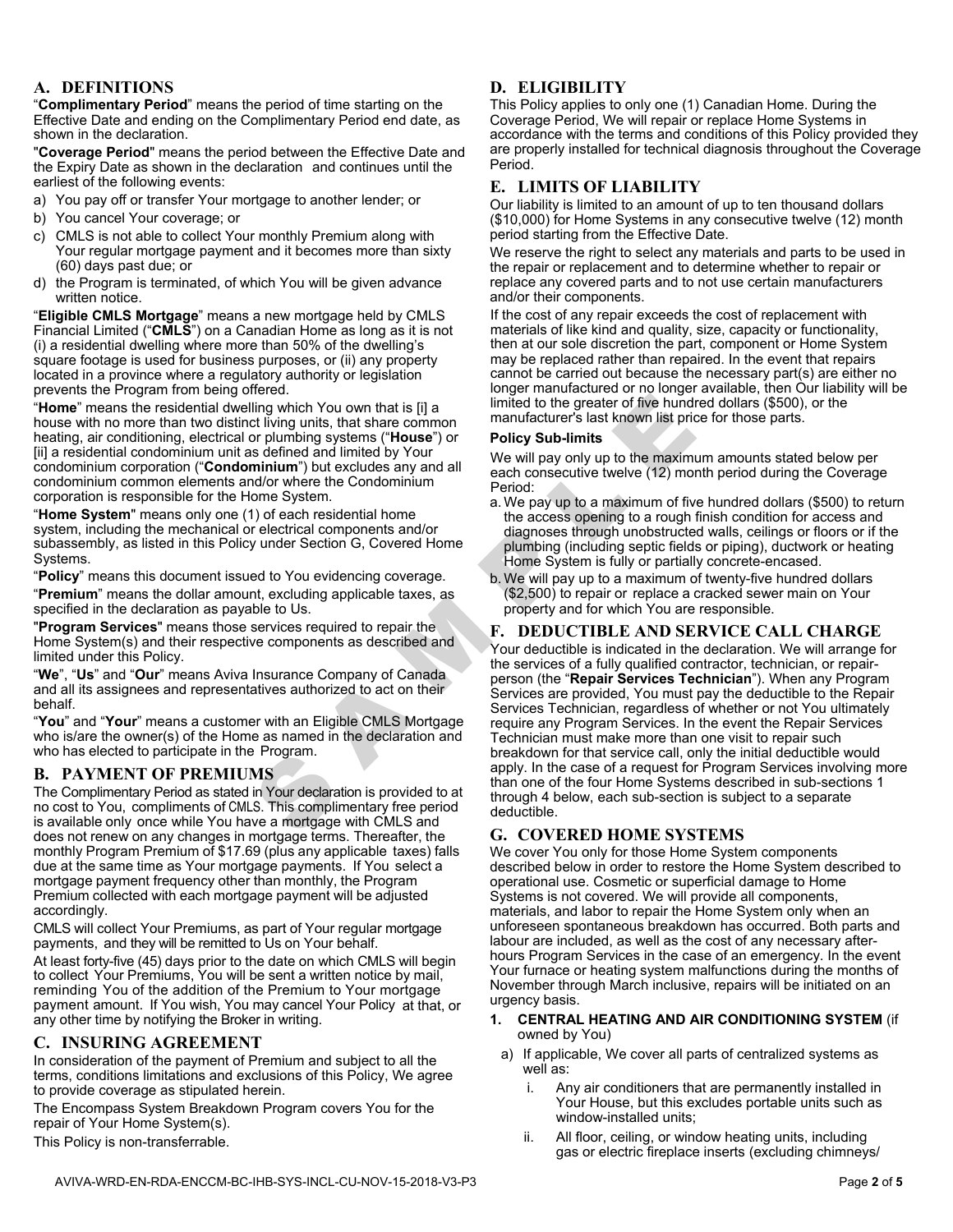## A. DEFINITIONS

"**Complimentary Period**" means the period of time starting on the Effective Date and ending on the Complimentary Period end date, as shown in the declaration.

"**Coverage Period**" means the period between the Effective Date and the Expiry Date as shown in the declaration and continues until the earliest of the following events:

a) You pay off or transfer Your mortgage to another lender; or
b) You cancel Your coverage; or
c) CMLS is not able to collect Your monthly Premium along with Your regular mortgage payment and it becomes more than sixty (60) days past due; or
d) the Program is terminated, of which You will be given advance written notice.

"**Eligible CMLS Mortgage**" means a new mortgage held by CMLS Financial Limited ("**CMLS**") on a Canadian Home as long as it is not (i) a residential dwelling where more than 50% of the dwelling's square footage is used for business purposes, or (ii) any property located in a province where a regulatory authority or legislation prevents the Program from being offered.

"**Home**" means the residential dwelling which You own that is [i] a house with no more than two distinct living units, that share common heating, air conditioning, electrical or plumbing systems ("**House**") or [ii] a residential condominium unit as defined and limited by Your condominium corporation ("**Condominium**") but excludes any and all condominium common elements and/or where the Condominium corporation is responsible for the Home System.

"**Home System**" means only one (1) of each residential home system, including the mechanical or electrical components and/or subassembly, as listed in this Policy under Section G, Covered Home Systems.

"**Policy**" means this document issued to You evidencing coverage.

"**Premium**" means the dollar amount, excluding applicable taxes, as specified in the declaration as payable to Us.

"**Program Services**" means those services required to repair the Home System(s) and their respective components as described and limited under this Policy.

"**We**", "**Us**" and "**Our**" means Aviva Insurance Company of Canada and all its assignees and representatives authorized to act on their behalf.

"**You**" and "**Your**" means a customer with an Eligible CMLS Mortgage who is/are the owner(s) of the Home as named in the declaration and who has elected to participate in the Program.

## B. PAYMENT OF PREMIUMS

The Complimentary Period as stated in Your declaration is provided to at no cost to You, compliments of CMLS. This complimentary free period is available only once while You have a mortgage with CMLS and does not renew on any changes in mortgage terms. Thereafter, the monthly Program Premium of $17.69 (plus any applicable taxes) falls due at the same time as Your mortgage payments. If You select a mortgage payment frequency other than monthly, the Program Premium collected with each mortgage payment will be adjusted accordingly.

CMLS will collect Your Premiums, as part of Your regular mortgage payments, and they will be remitted to Us on Your behalf.

At least forty-five (45) days prior to the date on which CMLS will begin to collect Your Premiums, You will be sent a written notice by mail, reminding You of the addition of the Premium to Your mortgage payment amount. If You wish, You may cancel Your Policy at that, or any other time by notifying the Broker in writing.

## C. INSURING AGREEMENT

In consideration of the payment of Premium and subject to all the terms, conditions limitations and exclusions of this Policy, We agree to provide coverage as stipulated herein.

The Encompass System Breakdown Program covers You for the repair of Your Home System(s).

This Policy is non-transferrable.

## D. ELIGIBILITY

This Policy applies to only one (1) Canadian Home. During the Coverage Period, We will repair or replace Home Systems in accordance with the terms and conditions of this Policy provided they are properly installed for technical diagnosis throughout the Coverage Period.

## E. LIMITS OF LIABILITY

Our liability is limited to an amount of up to ten thousand dollars ($10,000) for Home Systems in any consecutive twelve (12) month period starting from the Effective Date.

We reserve the right to select any materials and parts to be used in the repair or replacement and to determine whether to repair or replace any covered parts and to not use certain manufacturers and/or their components.

If the cost of any repair exceeds the cost of replacement with materials of like kind and quality, size, capacity or functionality, then at our sole discretion the part, component or Home System may be replaced rather than repaired. In the event that repairs cannot be carried out because the necessary part(s) are either no longer manufactured or no longer available, then Our liability will be limited to the greater of five hundred dollars ($500), or the manufacturer's last known list price for those parts.

**Policy Sub-limits**

We will pay only up to the maximum amounts stated below per each consecutive twelve (12) month period during the Coverage Period:

a. We pay up to a maximum of five hundred dollars ($500) to return the access opening to a rough finish condition for access and diagnoses through unobstructed walls, ceilings or floors or if the plumbing (including septic fields or piping), ductwork or heating Home System is fully or partially concrete-encased.
b. We will pay up to a maximum of twenty-five hundred dollars ($2,500) to repair or replace a cracked sewer main on Your property and for which You are responsible.

## F. DEDUCTIBLE AND SERVICE CALL CHARGE

Your deductible is indicated in the declaration. We will arrange for the services of a fully qualified contractor, technician, or repair-person (the "**Repair Services Technician**"). When any Program Services are provided, You must pay the deductible to the Repair Services Technician, regardless of whether or not You ultimately require any Program Services. In the event the Repair Services Technician must make more than one visit to repair such breakdown for that service call, only the initial deductible would apply. In the case of a request for Program Services involving more than one of the four Home Systems described in sub-sections 1 through 4 below, each sub-section is subject to a separate deductible.

## G. COVERED HOME SYSTEMS

We cover You only for those Home System components described below in order to restore the Home System described to operational use. Cosmetic or superficial damage to Home Systems is not covered. We will provide all components, materials, and labor to repair the Home System only when an unforeseen spontaneous breakdown has occurred. Both parts and labour are included, as well as the cost of any necessary after-hours Program Services in the case of an emergency. In the event Your furnace or heating system malfunctions during the months of November through March inclusive, repairs will be initiated on an urgency basis.

1. **CENTRAL HEATING AND AIR CONDITIONING SYSTEM** (if owned by You)
   a) If applicable, We cover all parts of centralized systems as well as:
      i. Any air conditioners that are permanently installed in Your House, but this excludes portable units such as window-installed units;
      ii. All floor, ceiling, or window heating units, including gas or electric fireplace inserts (excluding chimneys/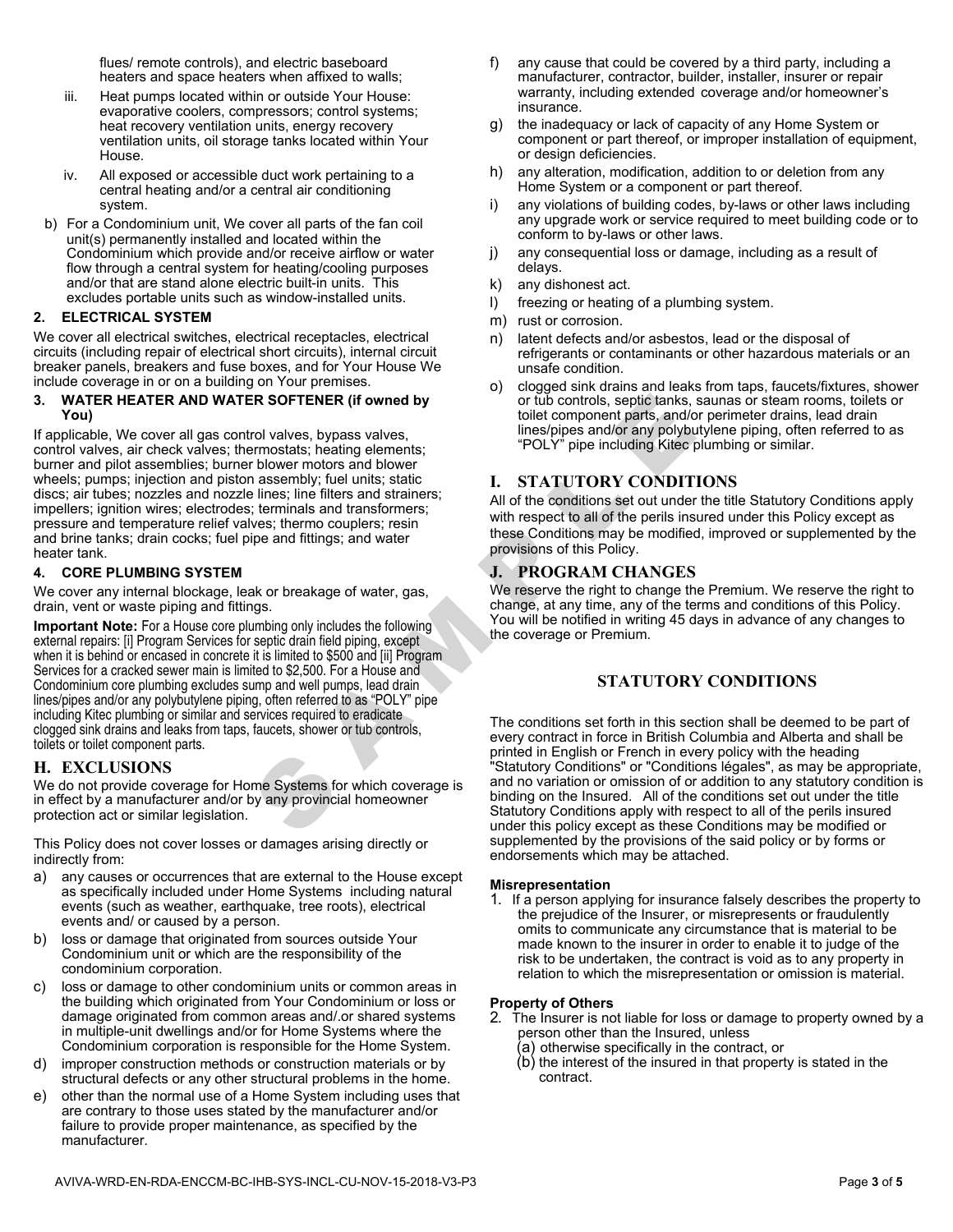flues/ remote controls), and electric baseboard heaters and space heaters when affixed to walls;

iii. Heat pumps located within or outside Your House: evaporative coolers, compressors; control systems; heat recovery ventilation units, energy recovery ventilation units, oil storage tanks located within Your House.

iv. All exposed or accessible duct work pertaining to a central heating and/or a central air conditioning system.

b) For a Condominium unit, We cover all parts of the fan coil unit(s) permanently installed and located within the Condominium which provide and/or receive airflow or water flow through a central system for heating/cooling purposes and/or that are stand alone electric built-in units. This excludes portable units such as window-installed units.

### 2. ELECTRICAL SYSTEM

We cover all electrical switches, electrical receptacles, electrical circuits (including repair of electrical short circuits), internal circuit breaker panels, breakers and fuse boxes, and for Your House We include coverage in or on a building on Your premises.

### 3. WATER HEATER AND WATER SOFTENER (if owned by You)

If applicable, We cover all gas control valves, bypass valves, control valves, air check valves; thermostats; heating elements; burner and pilot assemblies; burner blower motors and blower wheels; pumps; injection and piston assembly; fuel units; static discs; air tubes; nozzles and nozzle lines; line filters and strainers; impellers; ignition wires; electrodes; terminals and transformers; pressure and temperature relief valves; thermo couplers; resin and brine tanks; drain cocks; fuel pipe and fittings; and water heater tank.

### 4. CORE PLUMBING SYSTEM

We cover any internal blockage, leak or breakage of water, gas, drain, vent or waste piping and fittings.

**Important Note:** For a House core plumbing only includes the following external repairs: [i] Program Services for septic drain field piping, except when it is behind or encased in concrete it is limited to $500 and [ii] Program Services for a cracked sewer main is limited to $2,500. For a House and Condominium core plumbing excludes sump and well pumps, lead drain lines/pipes and/or any polybutylene piping, often referred to as "POLY" pipe including Kitec plumbing or similar and services required to eradicate clogged sink drains and leaks from taps, faucets, shower or tub controls, toilets or toilet component parts.

## H. EXCLUSIONS

We do not provide coverage for Home Systems for which coverage is in effect by a manufacturer and/or by any provincial homeowner protection act or similar legislation.

This Policy does not cover losses or damages arising directly or indirectly from:

a) any causes or occurrences that are external to the House except as specifically included under Home Systems including natural events (such as weather, earthquake, tree roots), electrical events and/ or caused by a person.

b) loss or damage that originated from sources outside Your Condominium unit or which are the responsibility of the condominium corporation.

c) loss or damage to other condominium units or common areas in the building which originated from Your Condominium or loss or damage originated from common areas and/.or shared systems in multiple-unit dwellings and/or for Home Systems where the Condominium corporation is responsible for the Home System.

d) improper construction methods or construction materials or by structural defects or any other structural problems in the home.

e) other than the normal use of a Home System including uses that are contrary to those uses stated by the manufacturer and/or failure to provide proper maintenance, as specified by the manufacturer.

f) any cause that could be covered by a third party, including a manufacturer, contractor, builder, installer, insurer or repair warranty, including extended coverage and/or homeowner's insurance.

g) the inadequacy or lack of capacity of any Home System or component or part thereof, or improper installation of equipment, or design deficiencies.

h) any alteration, modification, addition to or deletion from any Home System or a component or part thereof.

i) any violations of building codes, by-laws or other laws including any upgrade work or service required to meet building code or to conform to by-laws or other laws.

j) any consequential loss or damage, including as a result of delays.

k) any dishonest act.

l) freezing or heating of a plumbing system.

m) rust or corrosion.

n) latent defects and/or asbestos, lead or the disposal of refrigerants or contaminants or other hazardous materials or an unsafe condition.

o) clogged sink drains and leaks from taps, faucets/fixtures, shower or tub controls, septic tanks, saunas or steam rooms, toilets or toilet component parts, and/or perimeter drains, lead drain lines/pipes and/or any polybutylene piping, often referred to as "POLY" pipe including Kitec plumbing or similar.

## I. STATUTORY CONDITIONS

All of the conditions set out under the title Statutory Conditions apply with respect to all of the perils insured under this Policy except as these Conditions may be modified, improved or supplemented by the provisions of this Policy.

## J. PROGRAM CHANGES

We reserve the right to change the Premium. We reserve the right to change, at any time, any of the terms and conditions of this Policy. You will be notified in writing 45 days in advance of any changes to the coverage or Premium.

## STATUTORY CONDITIONS

The conditions set forth in this section shall be deemed to be part of every contract in force in British Columbia and Alberta and shall be printed in English or French in every policy with the heading "Statutory Conditions" or "Conditions légales", as may be appropriate, and no variation or omission of or addition to any statutory condition is binding on the Insured. All of the conditions set out under the title Statutory Conditions apply with respect to all of the perils insured under this policy except as these Conditions may be modified or supplemented by the provisions of the said policy or by forms or endorsements which may be attached.

**Misrepresentation**

1. If a person applying for insurance falsely describes the property to the prejudice of the Insurer, or misrepresents or fraudulently omits to communicate any circumstance that is material to be made known to the insurer in order to enable it to judge of the risk to be undertaken, the contract is void as to any property in relation to which the misrepresentation or omission is material.

**Property of Others**

2. The Insurer is not liable for loss or damage to property owned by a person other than the Insured, unless
   (a) otherwise specifically in the contract, or
   (b) the interest of the insured in that property is stated in the contract.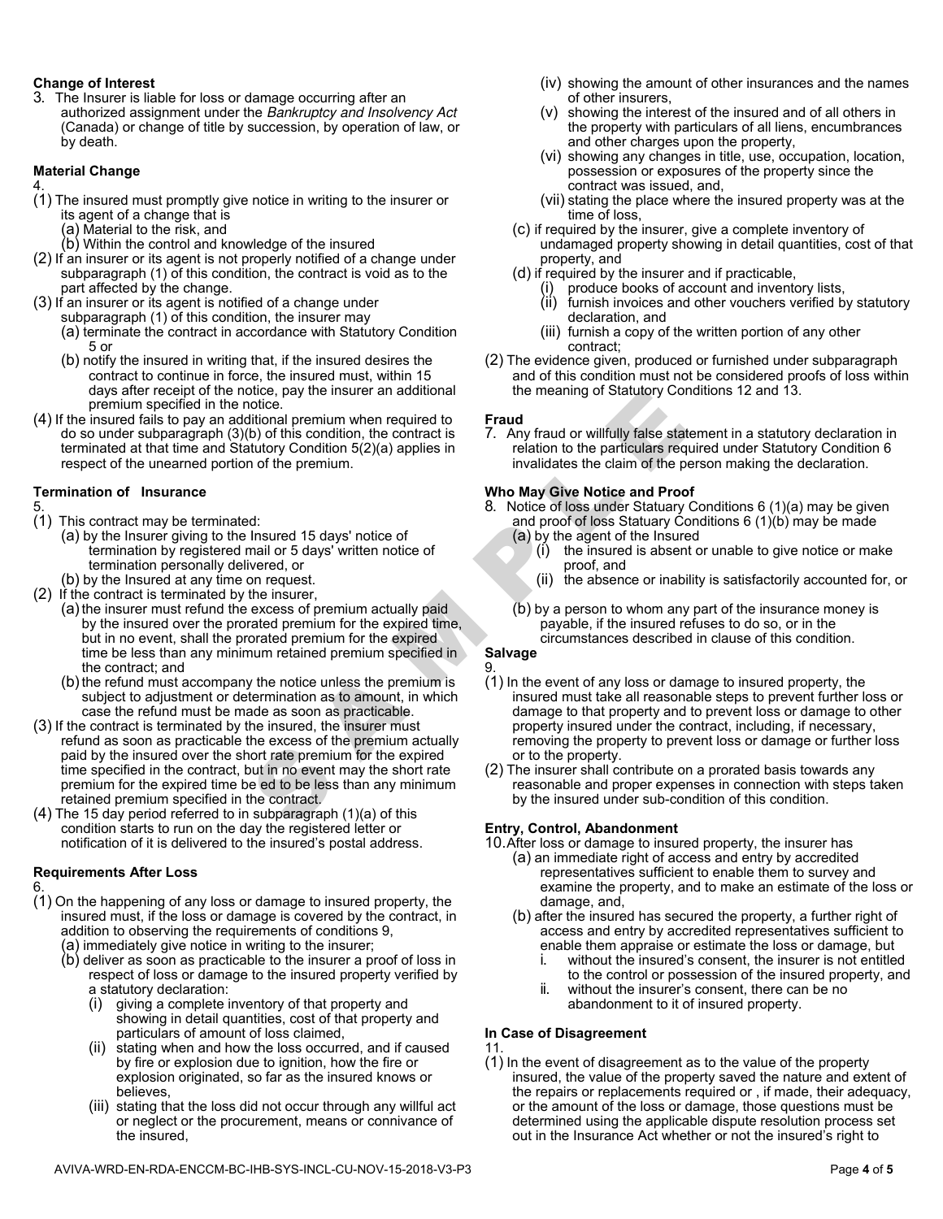**Change of Interest**

3. The Insurer is liable for loss or damage occurring after an authorized assignment under the *Bankruptcy and Insolvency Act* (Canada) or change of title by succession, by operation of law, or by death.

**Material Change**

4.

(1) The insured must promptly give notice in writing to the insurer or its agent of a change that is
  (a) Material to the risk, and
  (b) Within the control and knowledge of the insured
(2) If an insurer or its agent is not properly notified of a change under subparagraph (1) of this condition, the contract is void as to the part affected by the change.
(3) If an insurer or its agent is notified of a change under subparagraph (1) of this condition, the insurer may
  (a) terminate the contract in accordance with Statutory Condition 5 or
  (b) notify the insured in writing that, if the insured desires the contract to continue in force, the insured must, within 15 days after receipt of the notice, pay the insurer an additional premium specified in the notice.
(4) If the insured fails to pay an additional premium when required to do so under subparagraph (3)(b) of this condition, the contract is terminated at that time and Statutory Condition 5(2)(a) applies in respect of the unearned portion of the premium.

**Termination of Insurance**

5.

(1) This contract may be terminated:
  (a) by the Insurer giving to the Insured 15 days' notice of termination by registered mail or 5 days' written notice of termination personally delivered, or
  (b) by the Insured at any time on request.
(2) If the contract is terminated by the insurer,
  (a) the insurer must refund the excess of premium actually paid by the insured over the prorated premium for the expired time, but in no event, shall the prorated premium for the expired time be less than any minimum retained premium specified in the contract; and
  (b) the refund must accompany the notice unless the premium is subject to adjustment or determination as to amount, in which case the refund must be made as soon as practicable.
(3) If the contract is terminated by the insured, the insurer must refund as soon as practicable the excess of the premium actually paid by the insured over the short rate premium for the expired time specified in the contract, but in no event may the short rate premium for the expired time be ed to be less than any minimum retained premium specified in the contract.
(4) The 15 day period referred to in subparagraph (1)(a) of this condition starts to run on the day the registered letter or notification of it is delivered to the insured's postal address.

**Requirements After Loss**

6.

(1) On the happening of any loss or damage to insured property, the insured must, if the loss or damage is covered by the contract, in addition to observing the requirements of conditions 9,
  (a) immediately give notice in writing to the insurer;
  (b) deliver as soon as practicable to the insurer a proof of loss in respect of loss or damage to the insured property verified by a statutory declaration:
    (i) giving a complete inventory of that property and showing in detail quantities, cost of that property and particulars of amount of loss claimed,
    (ii) stating when and how the loss occurred, and if caused by fire or explosion due to ignition, how the fire or explosion originated, so far as the insured knows or believes,
    (iii) stating that the loss did not occur through any willful act or neglect or the procurement, means or connivance of the insured,
    (iv) showing the amount of other insurances and the names of other insurers,
    (v) showing the interest of the insured and of all others in the property with particulars of all liens, encumbrances and other charges upon the property,
    (vi) showing any changes in title, use, occupation, location, possession or exposures of the property since the contract was issued, and,
    (vii) stating the place where the insured property was at the time of loss,
  (c) if required by the insurer, give a complete inventory of undamaged property showing in detail quantities, cost of that property, and
  (d) if required by the insurer and if practicable,
    (i) produce books of account and inventory lists,
    (ii) furnish invoices and other vouchers verified by statutory declaration, and
    (iii) furnish a copy of the written portion of any other contract;
(2) The evidence given, produced or furnished under subparagraph and of this condition must not be considered proofs of loss within the meaning of Statutory Conditions 12 and 13.

**Fraud**

7. Any fraud or willfully false statement in a statutory declaration in relation to the particulars required under Statutory Condition 6 invalidates the claim of the person making the declaration.

**Who May Give Notice and Proof**

8. Notice of loss under Statuary Conditions 6 (1)(a) may be given and proof of loss Statuary Conditions 6 (1)(b) may be made
  (a) by the agent of the Insured
    (i) the insured is absent or unable to give notice or make proof, and
    (ii) the absence or inability is satisfactorily accounted for, or
  (b) by a person to whom any part of the insurance money is payable, if the insured refuses to do so, or in the circumstances described in clause of this condition.

**Salvage**

9.

(1) In the event of any loss or damage to insured property, the insured must take all reasonable steps to prevent further loss or damage to that property and to prevent loss or damage to other property insured under the contract, including, if necessary, removing the property to prevent loss or damage or further loss or to the property.
(2) The insurer shall contribute on a prorated basis towards any reasonable and proper expenses in connection with steps taken by the insured under sub-condition of this condition.

**Entry, Control, Abandonment**

10. After loss or damage to insured property, the insurer has
  (a) an immediate right of access and entry by accredited representatives sufficient to enable them to survey and examine the property, and to make an estimate of the loss or damage, and,
  (b) after the insured has secured the property, a further right of access and entry by accredited representatives sufficient to enable them appraise or estimate the loss or damage, but
    i. without the insured's consent, the insurer is not entitled to the control or possession of the insured property, and
    ii. without the insurer's consent, there can be no abandonment to it of insured property.

**In Case of Disagreement**

11.

(1) In the event of disagreement as to the value of the property insured, the value of the property saved the nature and extent of the repairs or replacements required or , if made, their adequacy, or the amount of the loss or damage, those questions must be determined using the applicable dispute resolution process set out in the Insurance Act whether or not the insured's right to

AVIVA-WRD-EN-RDA-ENCCM-BC-IHB-SYS-INCL-CU-NOV-15-2018-V3-P3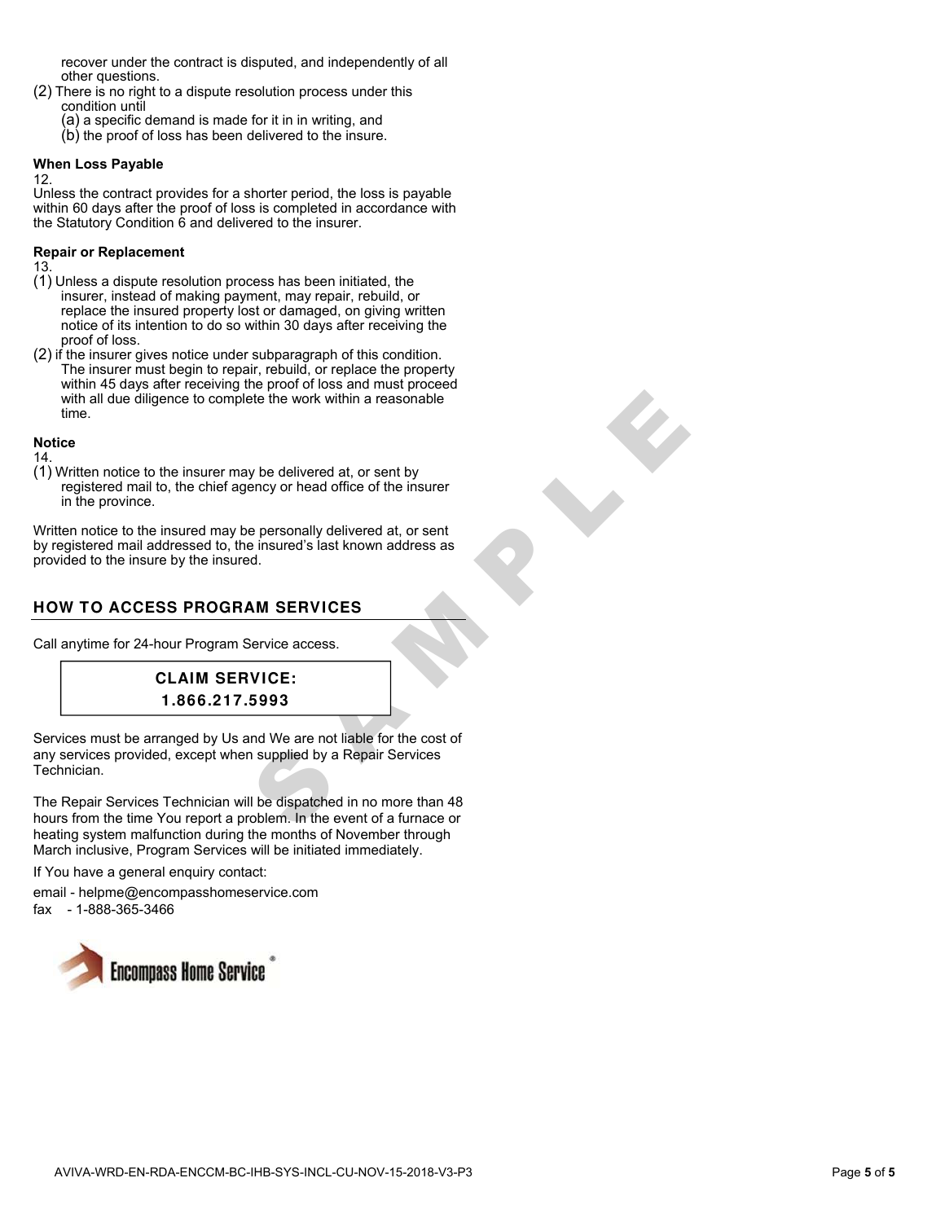recover under the contract is disputed, and independently of all other questions.

(2) There is no right to a dispute resolution process under this condition until

(a) a specific demand is made for it in in writing, and

(b) the proof of loss has been delivered to the insure.

**When Loss Payable**

12.

Unless the contract provides for a shorter period, the loss is payable within 60 days after the proof of loss is completed in accordance with the Statutory Condition 6 and delivered to the insurer.

**Repair or Replacement**

13.

(1) Unless a dispute resolution process has been initiated, the insurer, instead of making payment, may repair, rebuild, or replace the insured property lost or damaged, on giving written notice of its intention to do so within 30 days after receiving the proof of loss.

(2) if the insurer gives notice under subparagraph of this condition. The insurer must begin to repair, rebuild, or replace the property within 45 days after receiving the proof of loss and must proceed with all due diligence to complete the work within a reasonable time.

**Notice**

14.

(1) Written notice to the insurer may be delivered at, or sent by registered mail to, the chief agency or head office of the insurer in the province.

Written notice to the insured may be personally delivered at, or sent by registered mail addressed to, the insured's last known address as provided to the insure by the insured.

## HOW TO ACCESS PROGRAM SERVICES

Call anytime for 24-hour Program Service access.

**CLAIM SERVICE:**
**1.866.217.5993**

Services must be arranged by Us and We are not liable for the cost of any services provided, except when supplied by a Repair Services Technician.

The Repair Services Technician will be dispatched in no more than 48 hours from the time You report a problem. In the event of a furnace or heating system malfunction during the months of November through March inclusive, Program Services will be initiated immediately.

If You have a general enquiry contact:

email - helpme@encompasshomeservice.com
fax - 1-888-365-3466

Encompass Home Service®

AVIVA-WRD-EN-RDA-ENCCM-BC-IHB-SYS-INCL-CU-NOV-15-2018-V3-P3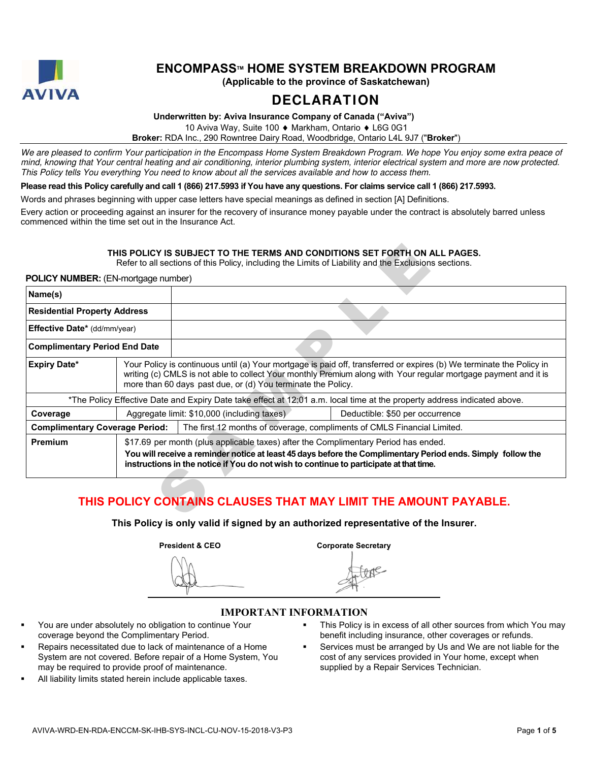# ENCOMPASS™ HOME SYSTEM BREAKDOWN PROGRAM

**(Applicable to the province of Saskatchewan)**

# DECLARATION

**Underwritten by: Aviva Insurance Company of Canada ("Aviva")**

10 Aviva Way, Suite 100 ♦ Markham, Ontario ♦ L6G 0G1

**Broker:** RDA Inc., 290 Rowntree Dairy Road, Woodbridge, Ontario L4L 9J7 ("**Broker**")

*We are pleased to confirm Your participation in the Encompass Home System Breakdown Program. We hope You enjoy some extra peace of mind, knowing that Your central heating and air conditioning, interior plumbing system, interior electrical system and more are now protected. This Policy tells You everything You need to know about all the services available and how to access them.*

**Please read this Policy carefully and call 1 (866) 217.5993 if You have any questions. For claims service call 1 (866) 217.5993.**

Words and phrases beginning with upper case letters have special meanings as defined in section [A] Definitions.

Every action or proceeding against an insurer for the recovery of insurance money payable under the contract is absolutely barred unless commenced within the time set out in the Insurance Act.

**THIS POLICY IS SUBJECT TO THE TERMS AND CONDITIONS SET FORTH ON ALL PAGES.**

Refer to all sections of this Policy, including the Limits of Liability and the Exclusions sections.

**POLICY NUMBER:** (EN-mortgage number)

| | | |
|---|---|---|
| **Name(s)** | | |
| **Residential Property Address** | | |
| **Effective Date*** (dd/mm/year) | | |
| **Complimentary Period End Date** | | |
| **Expiry Date*** | Your Policy is continuous until (a) Your mortgage is paid off, transferred or expires (b) We terminate the Policy in writing (c) CMLS is not able to collect Your monthly Premium along with Your regular mortgage payment and it is more than 60 days past due, or (d) You terminate the Policy. | |
| *The Policy Effective Date and Expiry Date take effect at 12:01 a.m. local time at the property address indicated above. | | |
| **Coverage** | Aggregate limit: $10,000 (including taxes) | Deductible: $50 per occurrence |
| **Complimentary Coverage Period:** | The first 12 months of coverage, compliments of CMLS Financial Limited. | |
| **Premium** | $17.69 per month (plus applicable taxes) after the Complimentary Period has ended.<br>**You will receive a reminder notice at least 45 days before the Complimentary Period ends. Simply follow the instructions in the notice if You do not wish to continue to participate at that time.** | |

**THIS POLICY CONTAINS CLAUSES THAT MAY LIMIT THE AMOUNT PAYABLE.**

**This Policy is only valid if signed by an authorized representative of the Insurer.**

**President & CEO** **Corporate Secretary**

## IMPORTANT INFORMATION

- You are under absolutely no obligation to continue Your coverage beyond the Complimentary Period.
- Repairs necessitated due to lack of maintenance of a Home System are not covered. Before repair of a Home System, You may be required to provide proof of maintenance.
- All liability limits stated herein include applicable taxes.
- This Policy is in excess of all other sources from which You may benefit including insurance, other coverages or refunds.
- Services must be arranged by Us and We are not liable for the cost of any services provided in Your home, except when supplied by a Repair Services Technician.

AVIVA-WRD-EN-RDA-ENCCM-SK-IHB-SYS-INCL-CU-NOV-15-2018-V3-P3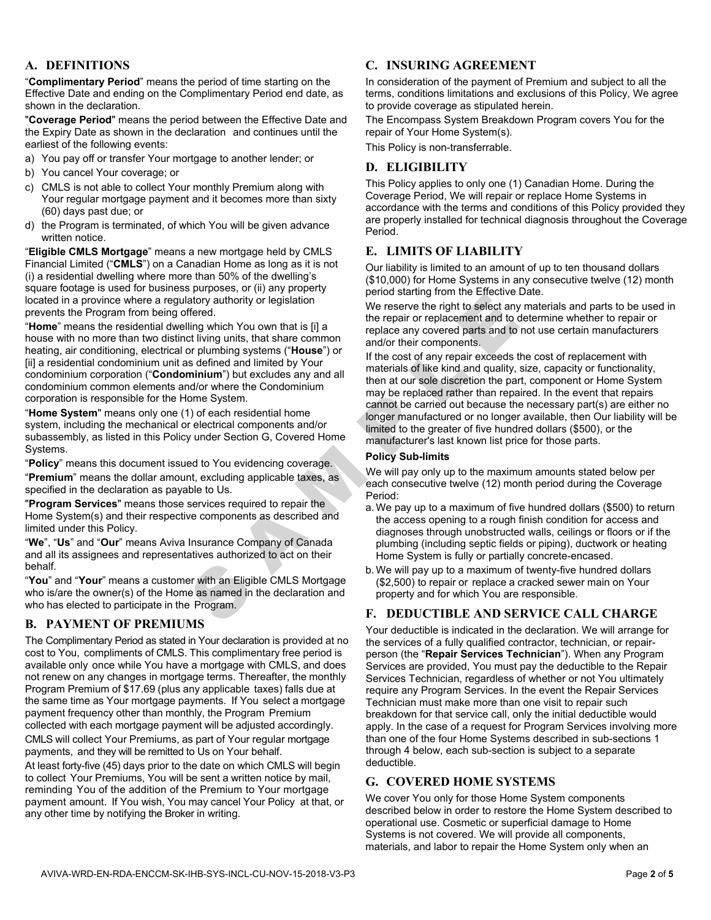## A. DEFINITIONS

"**Complimentary Period**" means the period of time starting on the Effective Date and ending on the Complimentary Period end date, as shown in the declaration.

"**Coverage Period**" means the period between the Effective Date and the Expiry Date as shown in the declaration and continues until the earliest of the following events:

a) You pay off or transfer Your mortgage to another lender; or
b) You cancel Your coverage; or
c) CMLS is not able to collect Your monthly Premium along with Your regular mortgage payment and it becomes more than sixty (60) days past due; or
d) the Program is terminated, of which You will be given advance written notice.

"**Eligible CMLS Mortgage**" means a new mortgage held by CMLS Financial Limited ("**CMLS**") on a Canadian Home as long as it is not (i) a residential dwelling where more than 50% of the dwelling's square footage is used for business purposes, or (ii) any property located in a province where a regulatory authority or legislation prevents the Program from being offered.

"**Home**" means the residential dwelling which You own that is [i] a house with no more than two distinct living units, that share common heating, air conditioning, electrical or plumbing systems ("**House**") or [ii] a residential condominium unit as defined and limited by Your condominium corporation ("**Condominium**") but excludes any and all condominium common elements and/or where the Condominium corporation is responsible for the Home System.

"**Home System**" means only one (1) of each residential home system, including the mechanical or electrical components and/or subassembly, as listed in this Policy under Section G, Covered Home Systems.

"**Policy**" means this document issued to You evidencing coverage.

"**Premium**" means the dollar amount, excluding applicable taxes, as specified in the declaration as payable to Us.

"**Program Services**" means those services required to repair the Home System(s) and their respective components as described and limited under this Policy.

"**We**", "**Us**" and "**Our**" means Aviva Insurance Company of Canada and all its assignees and representatives authorized to act on their behalf.

"**You**" and "**Your**" means a customer with an Eligible CMLS Mortgage who is/are the owner(s) of the Home as named in the declaration and who has elected to participate in the Program.

## B. PAYMENT OF PREMIUMS

The Complimentary Period as stated in Your declaration is provided at no cost to You, compliments of CMLS. This complimentary free period is available only once while You have a mortgage with CMLS, and does not renew on any changes in mortgage terms. Thereafter, the monthly Program Premium of $17.69 (plus any applicable taxes) falls due at the same time as Your mortgage payments. If You select a mortgage payment frequency other than monthly, the Program Premium collected with each mortgage payment will be adjusted accordingly.

CMLS will collect Your Premiums, as part of Your regular mortgage payments, and they will be remitted to Us on Your behalf.

At least forty-five (45) days prior to the date on which CMLS will begin to collect Your Premiums, You will be sent a written notice by mail, reminding You of the addition of the Premium to Your mortgage payment amount. If You wish, You may cancel Your Policy at that, or any other time by notifying the Broker in writing.

## C. INSURING AGREEMENT

In consideration of the payment of Premium and subject to all the terms, conditions limitations and exclusions of this Policy, We agree to provide coverage as stipulated herein.

The Encompass System Breakdown Program covers You for the repair of Your Home System(s).

This Policy is non-transferrable.

## D. ELIGIBILITY

This Policy applies to only one (1) Canadian Home. During the Coverage Period, We will repair or replace Home Systems in accordance with the terms and conditions of this Policy provided they are properly installed for technical diagnosis throughout the Coverage Period.

## E. LIMITS OF LIABILITY

Our liability is limited to an amount of up to ten thousand dollars ($10,000) for Home Systems in any consecutive twelve (12) month period starting from the Effective Date.

We reserve the right to select any materials and parts to be used in the repair or replacement and to determine whether to repair or replace any covered parts and to not use certain manufacturers and/or their components.

If the cost of any repair exceeds the cost of replacement with materials of like kind and quality, size, capacity or functionality, then at our sole discretion the part, component or Home System may be replaced rather than repaired. In the event that repairs cannot be carried out because the necessary part(s) are either no longer manufactured or no longer available, then Our liability will be limited to the greater of five hundred dollars ($500), or the manufacturer's last known list price for those parts.

#### Policy Sub-limits

We will pay only up to the maximum amounts stated below per each consecutive twelve (12) month period during the Coverage Period:

a. We pay up to a maximum of five hundred dollars ($500) to return the access opening to a rough finish condition for access and diagnoses through unobstructed walls, ceilings or floors or if the plumbing (including septic fields or piping), ductwork or heating Home System is fully or partially concrete-encased.
b. We will pay up to a maximum of twenty-five hundred dollars ($2,500) to repair or replace a cracked sewer main on Your property and for which You are responsible.

## F. DEDUCTIBLE AND SERVICE CALL CHARGE

Your deductible is indicated in the declaration. We will arrange for the services of a fully qualified contractor, technician, or repair-person (the "**Repair Services Technician**"). When any Program Services are provided, You must pay the deductible to the Repair Services Technician, regardless of whether or not You ultimately require any Program Services. In the event the Repair Services Technician must make more than one visit to repair such breakdown for that service call, only the initial deductible would apply. In the case of a request for Program Services involving more than one of the four Home Systems described in sub-sections 1 through 4 below, each sub-section is subject to a separate deductible.

## G. COVERED HOME SYSTEMS

We cover You only for those Home System components described below in order to restore the Home System described to operational use. Cosmetic or superficial damage to Home Systems is not covered. We will provide all components, materials, and labor to repair the Home System only when an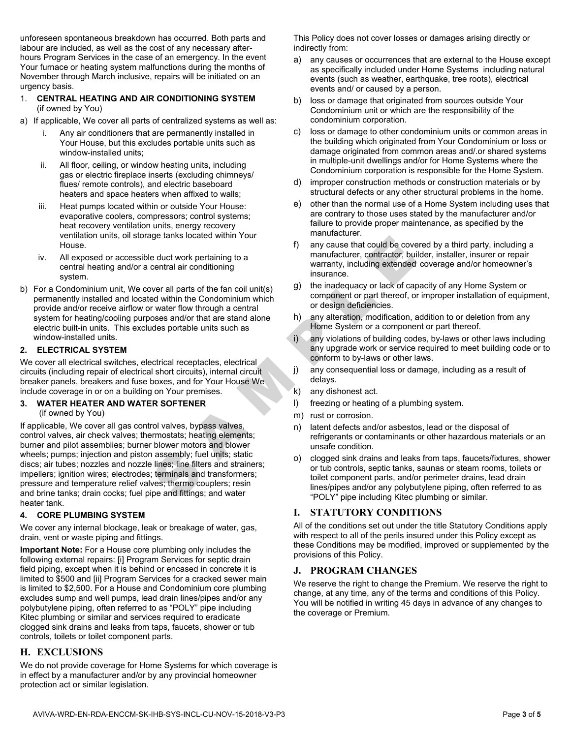unforeseen spontaneous breakdown has occurred. Both parts and labour are included, as well as the cost of any necessary after-hours Program Services in the case of an emergency. In the event Your furnace or heating system malfunctions during the months of November through March inclusive, repairs will be initiated on an urgency basis.

1. **CENTRAL HEATING AND AIR CONDITIONING SYSTEM** (if owned by You)

a) If applicable, We cover all parts of centralized systems as well as:

   i. Any air conditioners that are permanently installed in Your House, but this excludes portable units such as window-installed units;

   ii. All floor, ceiling, or window heating units, including gas or electric fireplace inserts (excluding chimneys/ flues/ remote controls), and electric baseboard heaters and space heaters when affixed to walls;

   iii. Heat pumps located within or outside Your House: evaporative coolers, compressors; control systems; heat recovery ventilation units, energy recovery ventilation units, oil storage tanks located within Your House.

   iv. All exposed or accessible duct work pertaining to a central heating and/or a central air conditioning system.

b) For a Condominium unit, We cover all parts of the fan coil unit(s) permanently installed and located within the Condominium which provide and/or receive airflow or water flow through a central system for heating/cooling purposes and/or that are stand alone electric built-in units. This excludes portable units such as window-installed units.

### 2. ELECTRICAL SYSTEM

We cover all electrical switches, electrical receptacles, electrical circuits (including repair of electrical short circuits), internal circuit breaker panels, breakers and fuse boxes, and for Your House We include coverage in or on a building on Your premises.

### 3. WATER HEATER AND WATER SOFTENER

(if owned by You)

If applicable, We cover all gas control valves, bypass valves, control valves, air check valves; thermostats; heating elements; burner and pilot assemblies; burner blower motors and blower wheels; pumps; injection and piston assembly; fuel units; static discs; air tubes; nozzles and nozzle lines; line filters and strainers; impellers; ignition wires; electrodes; terminals and transformers; pressure and temperature relief valves; thermo couplers; resin and brine tanks; drain cocks; fuel pipe and fittings; and water heater tank.

### 4. CORE PLUMBING SYSTEM

We cover any internal blockage, leak or breakage of water, gas, drain, vent or waste piping and fittings.

**Important Note:** For a House core plumbing only includes the following external repairs: [i] Program Services for septic drain field piping, except when it is behind or encased in concrete it is limited to $500 and [ii] Program Services for a cracked sewer main is limited to $2,500. For a House and Condominium core plumbing excludes sump and well pumps, lead drain lines/pipes and/or any polybutylene piping, often referred to as "POLY" pipe including Kitec plumbing or similar and services required to eradicate clogged sink drains and leaks from taps, faucets, shower or tub controls, toilets or toilet component parts.

## H. EXCLUSIONS

We do not provide coverage for Home Systems for which coverage is in effect by a manufacturer and/or by any provincial homeowner protection act or similar legislation.

This Policy does not cover losses or damages arising directly or indirectly from:

a) any causes or occurrences that are external to the House except as specifically included under Home Systems including natural events (such as weather, earthquake, tree roots), electrical events and/ or caused by a person.

b) loss or damage that originated from sources outside Your Condominium unit or which are the responsibility of the condominium corporation.

c) loss or damage to other condominium units or common areas in the building which originated from Your Condominium or loss or damage originated from common areas and/.or shared systems in multiple-unit dwellings and/or for Home Systems where the Condominium corporation is responsible for the Home System.

d) improper construction methods or construction materials or by structural defects or any other structural problems in the home.

e) other than the normal use of a Home System including uses that are contrary to those uses stated by the manufacturer and/or failure to provide proper maintenance, as specified by the manufacturer.

f) any cause that could be covered by a third party, including a manufacturer, contractor, builder, installer, insurer or repair warranty, including extended coverage and/or homeowner's insurance.

g) the inadequacy or lack of capacity of any Home System or component or part thereof, or improper installation of equipment, or design deficiencies.

h) any alteration, modification, addition to or deletion from any Home System or a component or part thereof.

i) any violations of building codes, by-laws or other laws including any upgrade work or service required to meet building code or to conform to by-laws or other laws.

j) any consequential loss or damage, including as a result of delays.

k) any dishonest act.

l) freezing or heating of a plumbing system.

m) rust or corrosion.

n) latent defects and/or asbestos, lead or the disposal of refrigerants or contaminants or other hazardous materials or an unsafe condition.

o) clogged sink drains and leaks from taps, faucets/fixtures, shower or tub controls, septic tanks, saunas or steam rooms, toilets or toilet component parts, and/or perimeter drains, lead drain lines/pipes and/or any polybutylene piping, often referred to as "POLY" pipe including Kitec plumbing or similar.

## I. STATUTORY CONDITIONS

All of the conditions set out under the title Statutory Conditions apply with respect to all of the perils insured under this Policy except as these Conditions may be modified, improved or supplemented by the provisions of this Policy.

## J. PROGRAM CHANGES

We reserve the right to change the Premium. We reserve the right to change, at any time, any of the terms and conditions of this Policy. You will be notified in writing 45 days in advance of any changes to the coverage or Premium.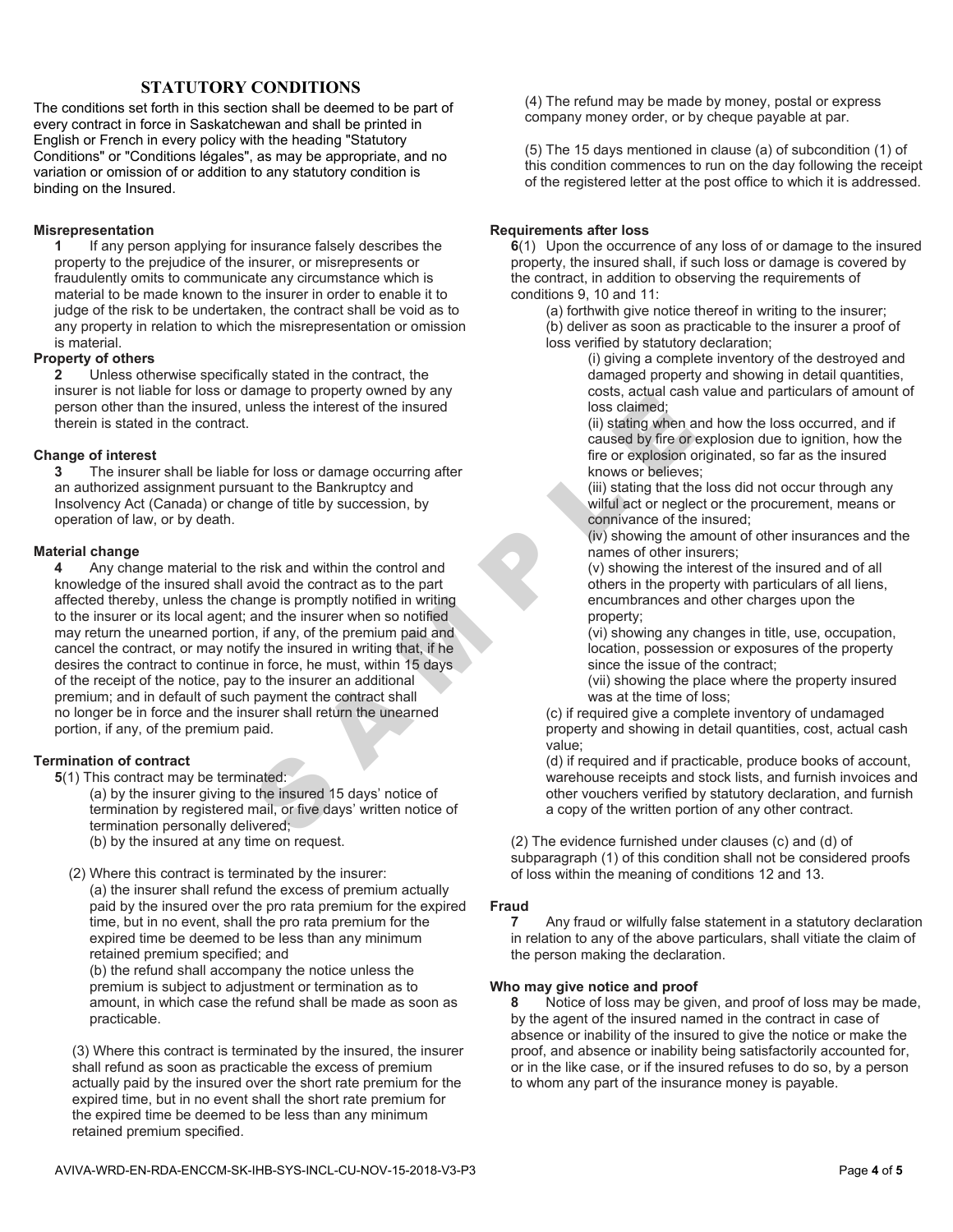## STATUTORY CONDITIONS

The conditions set forth in this section shall be deemed to be part of every contract in force in Saskatchewan and shall be printed in English or French in every policy with the heading "Statutory Conditions" or "Conditions légales", as may be appropriate, and no variation or omission of or addition to any statutory condition is binding on the Insured.

**Misrepresentation**

**1** If any person applying for insurance falsely describes the property to the prejudice of the insurer, or misrepresents or fraudulently omits to communicate any circumstance which is material to be made known to the insurer in order to enable it to judge of the risk to be undertaken, the contract shall be void as to any property in relation to which the misrepresentation or omission is material.

**Property of others**

**2** Unless otherwise specifically stated in the contract, the insurer is not liable for loss or damage to property owned by any person other than the insured, unless the interest of the insured therein is stated in the contract.

**Change of interest**

**3** The insurer shall be liable for loss or damage occurring after an authorized assignment pursuant to the Bankruptcy and Insolvency Act (Canada) or change of title by succession, by operation of law, or by death.

**Material change**

**4** Any change material to the risk and within the control and knowledge of the insured shall avoid the contract as to the part affected thereby, unless the change is promptly notified in writing to the insurer or its local agent; and the insurer when so notified may return the unearned portion, if any, of the premium paid and cancel the contract, or may notify the insured in writing that, if he desires the contract to continue in force, he must, within 15 days of the receipt of the notice, pay to the insurer an additional premium; and in default of such payment the contract shall no longer be in force and the insurer shall return the unearned portion, if any, of the premium paid.

**Termination of contract**

**5**(1) This contract may be terminated:

(a) by the insurer giving to the insured 15 days' notice of termination by registered mail, or five days' written notice of termination personally delivered;

(b) by the insured at any time on request.

(2) Where this contract is terminated by the insurer:

(a) the insurer shall refund the excess of premium actually paid by the insured over the pro rata premium for the expired time, but in no event, shall the pro rata premium for the expired time be deemed to be less than any minimum retained premium specified; and

(b) the refund shall accompany the notice unless the premium is subject to adjustment or termination as to amount, in which case the refund shall be made as soon as practicable.

(3) Where this contract is terminated by the insured, the insurer shall refund as soon as practicable the excess of premium actually paid by the insured over the short rate premium for the expired time, but in no event shall the short rate premium for the expired time be deemed to be less than any minimum retained premium specified.

(4) The refund may be made by money, postal or express company money order, or by cheque payable at par.

(5) The 15 days mentioned in clause (a) of subcondition (1) of this condition commences to run on the day following the receipt of the registered letter at the post office to which it is addressed.

**Requirements after loss**

**6**(1) Upon the occurrence of any loss of or damage to the insured property, the insured shall, if such loss or damage is covered by the contract, in addition to observing the requirements of conditions 9, 10 and 11:

(a) forthwith give notice thereof in writing to the insurer;

(b) deliver as soon as practicable to the insurer a proof of loss verified by statutory declaration;

(i) giving a complete inventory of the destroyed and damaged property and showing in detail quantities, costs, actual cash value and particulars of amount of loss claimed;

(ii) stating when and how the loss occurred, and if caused by fire or explosion due to ignition, how the fire or explosion originated, so far as the insured knows or believes;

(iii) stating that the loss did not occur through any wilful act or neglect or the procurement, means or connivance of the insured;

(iv) showing the amount of other insurances and the names of other insurers;

(v) showing the interest of the insured and of all others in the property with particulars of all liens, encumbrances and other charges upon the property;

(vi) showing any changes in title, use, occupation, location, possession or exposures of the property since the issue of the contract;

(vii) showing the place where the property insured was at the time of loss;

(c) if required give a complete inventory of undamaged property and showing in detail quantities, cost, actual cash value;

(d) if required and if practicable, produce books of account, warehouse receipts and stock lists, and furnish invoices and other vouchers verified by statutory declaration, and furnish a copy of the written portion of any other contract.

(2) The evidence furnished under clauses (c) and (d) of subparagraph (1) of this condition shall not be considered proofs of loss within the meaning of conditions 12 and 13.

**Fraud**

**7** Any fraud or wilfully false statement in a statutory declaration in relation to any of the above particulars, shall vitiate the claim of the person making the declaration.

**Who may give notice and proof**

**8** Notice of loss may be given, and proof of loss may be made, by the agent of the insured named in the contract in case of absence or inability of the insured to give the notice or make the proof, and absence or inability being satisfactorily accounted for, or in the like case, or if the insured refuses to do so, by a person to whom any part of the insurance money is payable.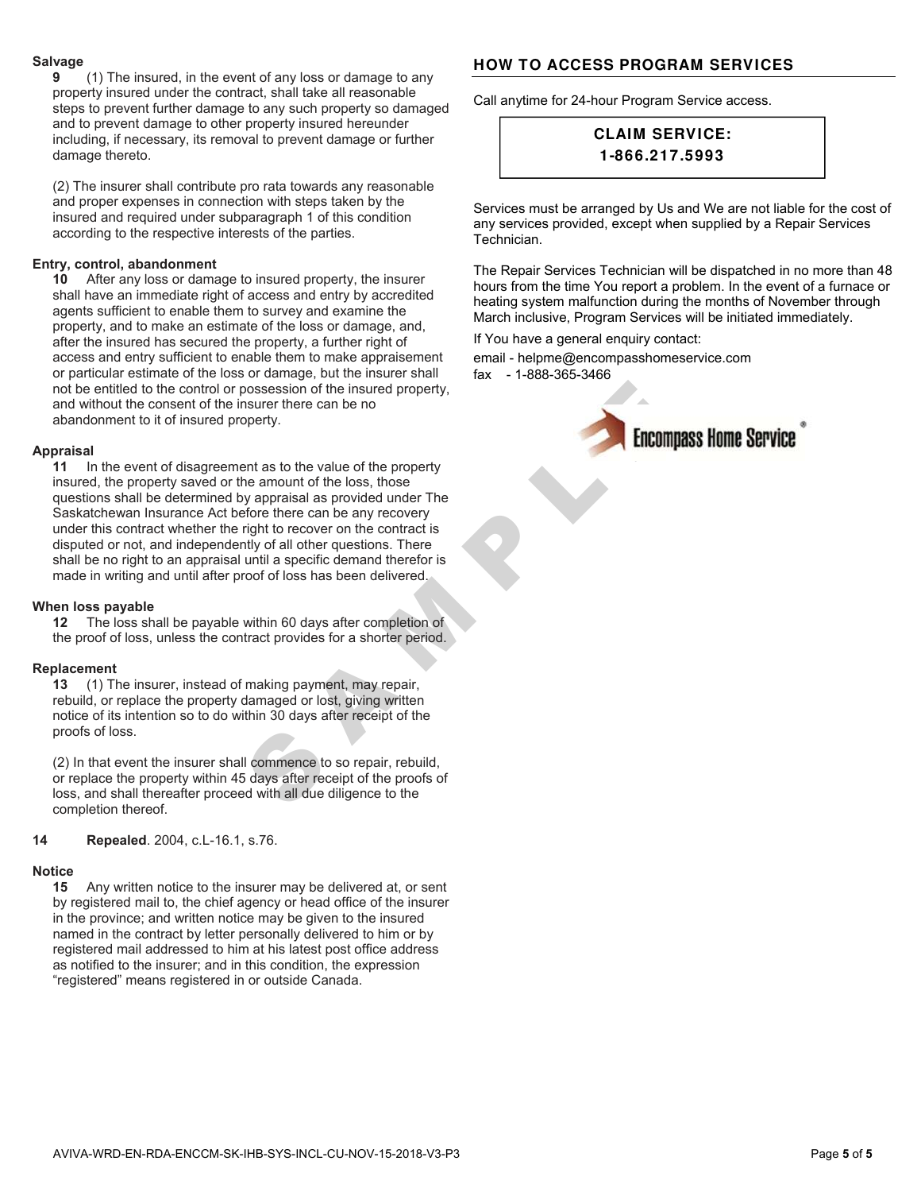**Salvage**

**9** (1) The insured, in the event of any loss or damage to any property insured under the contract, shall take all reasonable steps to prevent further damage to any such property so damaged and to prevent damage to other property insured hereunder including, if necessary, its removal to prevent damage or further damage thereto.

(2) The insurer shall contribute pro rata towards any reasonable and proper expenses in connection with steps taken by the insured and required under subparagraph 1 of this condition according to the respective interests of the parties.

**Entry, control, abandonment**

**10** After any loss or damage to insured property, the insurer shall have an immediate right of access and entry by accredited agents sufficient to enable them to survey and examine the property, and to make an estimate of the loss or damage, and, after the insured has secured the property, a further right of access and entry sufficient to enable them to make appraisement or particular estimate of the loss or damage, but the insurer shall not be entitled to the control or possession of the insured property, and without the consent of the insurer there can be no abandonment to it of insured property.

**Appraisal**

**11** In the event of disagreement as to the value of the property insured, the property saved or the amount of the loss, those questions shall be determined by appraisal as provided under The Saskatchewan Insurance Act before there can be any recovery under this contract whether the right to recover on the contract is disputed or not, and independently of all other questions. There shall be no right to an appraisal until a specific demand therefor is made in writing and until after proof of loss has been delivered.

**When loss payable**

**12** The loss shall be payable within 60 days after completion of the proof of loss, unless the contract provides for a shorter period.

**Replacement**

**13** (1) The insurer, instead of making payment, may repair, rebuild, or replace the property damaged or lost, giving written notice of its intention so to do within 30 days after receipt of the proofs of loss.

(2) In that event the insurer shall commence to so repair, rebuild, or replace the property within 45 days after receipt of the proofs of loss, and shall thereafter proceed with all due diligence to the completion thereof.

**14** **Repealed**. 2004, c.L-16.1, s.76.

**Notice**

**15** Any written notice to the insurer may be delivered at, or sent by registered mail to, the chief agency or head office of the insurer in the province; and written notice may be given to the insured named in the contract by letter personally delivered to him or by registered mail addressed to him at his latest post office address as notified to the insurer; and in this condition, the expression "registered" means registered in or outside Canada.

## HOW TO ACCESS PROGRAM SERVICES

Call anytime for 24-hour Program Service access.

**CLAIM SERVICE:**
**1-866.217.5993**

Services must be arranged by Us and We are not liable for the cost of any services provided, except when supplied by a Repair Services Technician.

The Repair Services Technician will be dispatched in no more than 48 hours from the time You report a problem. In the event of a furnace or heating system malfunction during the months of November through March inclusive, Program Services will be initiated immediately.

If You have a general enquiry contact:

email - helpme@encompasshomeservice.com
fax - 1-888-365-3466

Encompass Home Service®

AVIVA-WRD-EN-RDA-ENCCM-SK-IHB-SYS-INCL-CU-NOV-15-2018-V3-P3